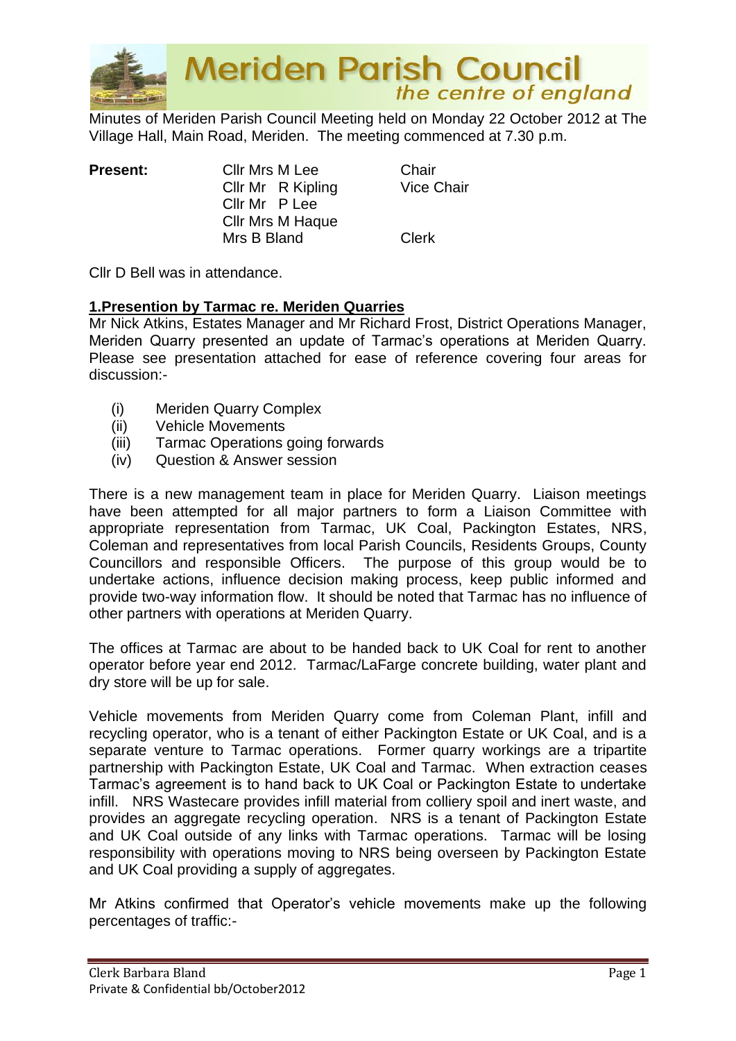# Meriden Parish Council

*the centre of england*

Minutes of Meriden Parish Council Meeting held on Monday 22 October 2012 at The Village Hall, Main Road, Meriden. The meeting commenced at 7.30 p.m.

| **Present:** | Cllr Mrs M Lee | Chair |
|---|---|---|
| | Cllr Mr R Kipling | Vice Chair |
| | Cllr Mr P Lee | |
| | Cllr Mrs M Haque | |
| | Mrs B Bland | Clerk |

Cllr D Bell was in attendance.

**1.Presentation by Tarmac re. Meriden Quarries**

Mr Nick Atkins, Estates Manager and Mr Richard Frost, District Operations Manager, Meriden Quarry presented an update of Tarmac's operations at Meriden Quarry. Please see presentation attached for ease of reference covering four areas for discussion:-

(i) Meriden Quarry Complex
(ii) Vehicle Movements
(iii) Tarmac Operations going forwards
(iv) Question & Answer session

There is a new management team in place for Meriden Quarry. Liaison meetings have been attempted for all major partners to form a Liaison Committee with appropriate representation from Tarmac, UK Coal, Packington Estates, NRS, Coleman and representatives from local Parish Councils, Residents Groups, County Councillors and responsible Officers. The purpose of this group would be to undertake actions, influence decision making process, keep public informed and provide two-way information flow. It should be noted that Tarmac has no influence of other partners with operations at Meriden Quarry.

The offices at Tarmac are about to be handed back to UK Coal for rent to another operator before year end 2012. Tarmac/LaFarge concrete building, water plant and dry store will be up for sale.

Vehicle movements from Meriden Quarry come from Coleman Plant, infill and recycling operator, who is a tenant of either Packington Estate or UK Coal, and is a separate venture to Tarmac operations. Former quarry workings are a tripartite partnership with Packington Estate, UK Coal and Tarmac. When extraction ceases Tarmac's agreement is to hand back to UK Coal or Packington Estate to undertake infill. NRS Wastecare provides infill material from colliery spoil and inert waste, and provides an aggregate recycling operation. NRS is a tenant of Packington Estate and UK Coal outside of any links with Tarmac operations. Tarmac will be losing responsibility with operations moving to NRS being overseen by Packington Estate and UK Coal providing a supply of aggregates.

Mr Atkins confirmed that Operator's vehicle movements make up the following percentages of traffic:-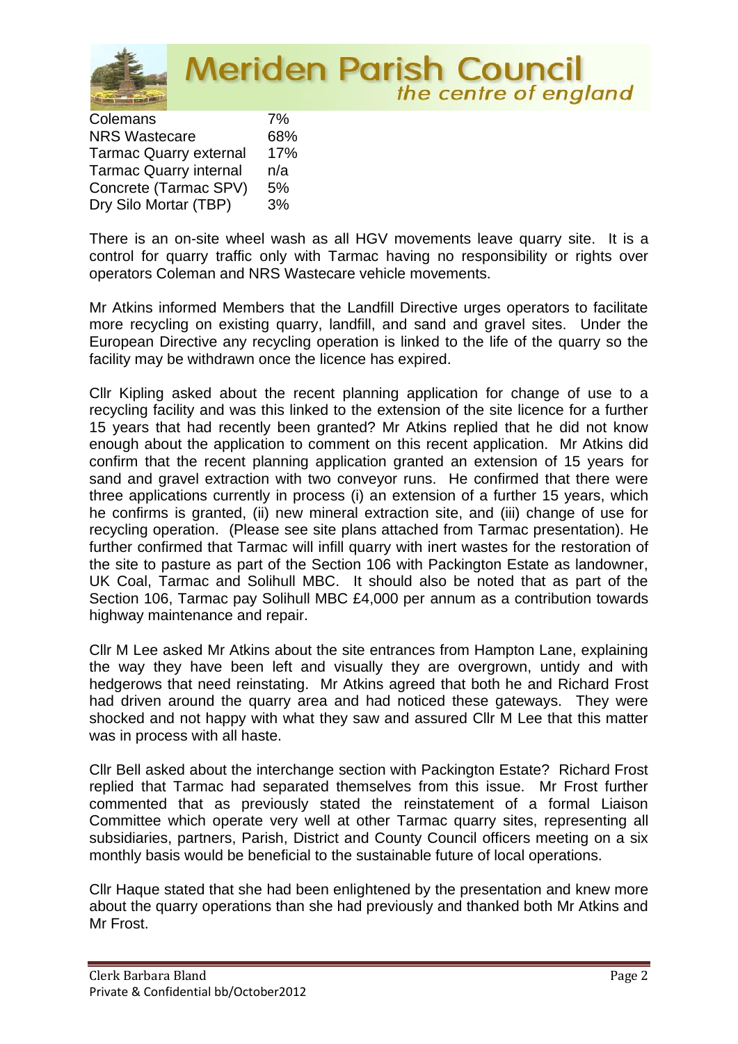| | |
|---|---|
| Colemans | 7% |
| NRS Wastecare | 68% |
| Tarmac Quarry external | 17% |
| Tarmac Quarry internal | n/a |
| Concrete (Tarmac SPV) | 5% |
| Dry Silo Mortar (TBP) | 3% |

There is an on-site wheel wash as all HGV movements leave quarry site. It is a control for quarry traffic only with Tarmac having no responsibility or rights over operators Coleman and NRS Wastecare vehicle movements.

Mr Atkins informed Members that the Landfill Directive urges operators to facilitate more recycling on existing quarry, landfill, and sand and gravel sites. Under the European Directive any recycling operation is linked to the life of the quarry so the facility may be withdrawn once the licence has expired.

Cllr Kipling asked about the recent planning application for change of use to a recycling facility and was this linked to the extension of the site licence for a further 15 years that had recently been granted? Mr Atkins replied that he did not know enough about the application to comment on this recent application. Mr Atkins did confirm that the recent planning application granted an extension of 15 years for sand and gravel extraction with two conveyor runs. He confirmed that there were three applications currently in process (i) an extension of a further 15 years, which he confirms is granted, (ii) new mineral extraction site, and (iii) change of use for recycling operation. (Please see site plans attached from Tarmac presentation). He further confirmed that Tarmac will infill quarry with inert wastes for the restoration of the site to pasture as part of the Section 106 with Packington Estate as landowner, UK Coal, Tarmac and Solihull MBC. It should also be noted that as part of the Section 106, Tarmac pay Solihull MBC £4,000 per annum as a contribution towards highway maintenance and repair.

Cllr M Lee asked Mr Atkins about the site entrances from Hampton Lane, explaining the way they have been left and visually they are overgrown, untidy and with hedgerows that need reinstating. Mr Atkins agreed that both he and Richard Frost had driven around the quarry area and had noticed these gateways. They were shocked and not happy with what they saw and assured Cllr M Lee that this matter was in process with all haste.

Cllr Bell asked about the interchange section with Packington Estate? Richard Frost replied that Tarmac had separated themselves from this issue. Mr Frost further commented that as previously stated the reinstatement of a formal Liaison Committee which operate very well at other Tarmac quarry sites, representing all subsidiaries, partners, Parish, District and County Council officers meeting on a six monthly basis would be beneficial to the sustainable future of local operations.

Cllr Haque stated that she had been enlightened by the presentation and knew more about the quarry operations than she had previously and thanked both Mr Atkins and Mr Frost.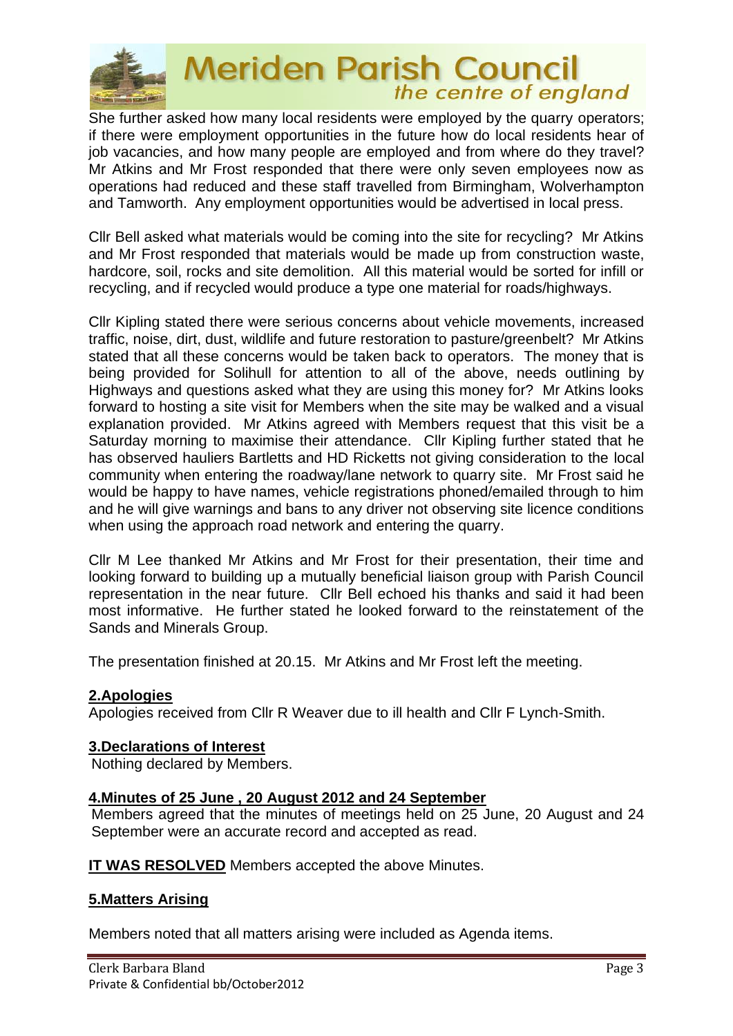She further asked how many local residents were employed by the quarry operators; if there were employment opportunities in the future how do local residents hear of job vacancies, and how many people are employed and from where do they travel? Mr Atkins and Mr Frost responded that there were only seven employees now as operations had reduced and these staff travelled from Birmingham, Wolverhampton and Tamworth. Any employment opportunities would be advertised in local press.

Cllr Bell asked what materials would be coming into the site for recycling? Mr Atkins and Mr Frost responded that materials would be made up from construction waste, hardcore, soil, rocks and site demolition. All this material would be sorted for infill or recycling, and if recycled would produce a type one material for roads/highways.

Cllr Kipling stated there were serious concerns about vehicle movements, increased traffic, noise, dirt, dust, wildlife and future restoration to pasture/greenbelt? Mr Atkins stated that all these concerns would be taken back to operators. The money that is being provided for Solihull for attention to all of the above, needs outlining by Highways and questions asked what they are using this money for? Mr Atkins looks forward to hosting a site visit for Members when the site may be walked and a visual explanation provided. Mr Atkins agreed with Members request that this visit be a Saturday morning to maximise their attendance. Cllr Kipling further stated that he has observed hauliers Bartletts and HD Ricketts not giving consideration to the local community when entering the roadway/lane network to quarry site. Mr Frost said he would be happy to have names, vehicle registrations phoned/emailed through to him and he will give warnings and bans to any driver not observing site licence conditions when using the approach road network and entering the quarry.

Cllr M Lee thanked Mr Atkins and Mr Frost for their presentation, their time and looking forward to building up a mutually beneficial liaison group with Parish Council representation in the near future. Cllr Bell echoed his thanks and said it had been most informative. He further stated he looked forward to the reinstatement of the Sands and Minerals Group.

The presentation finished at 20.15. Mr Atkins and Mr Frost left the meeting.

**2.Apologies**

Apologies received from Cllr R Weaver due to ill health and Cllr F Lynch-Smith.

**3.Declarations of Interest**

Nothing declared by Members.

**4.Minutes of 25 June , 20 August 2012 and 24 September**

Members agreed that the minutes of meetings held on 25 June, 20 August and 24 September were an accurate record and accepted as read.

**IT WAS RESOLVED** Members accepted the above Minutes.

**5.Matters Arising**

Members noted that all matters arising were included as Agenda items.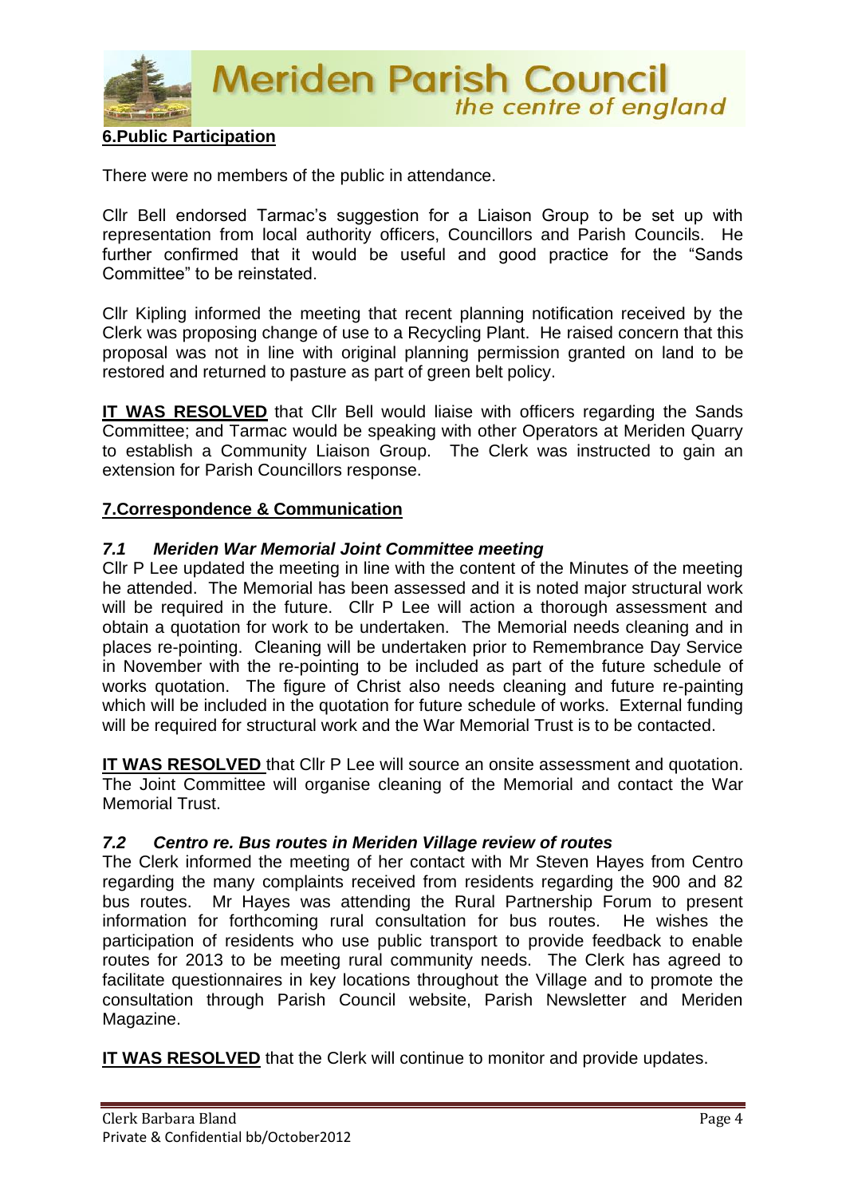## 6.Public Participation

There were no members of the public in attendance.

Cllr Bell endorsed Tarmac's suggestion for a Liaison Group to be set up with representation from local authority officers, Councillors and Parish Councils. He further confirmed that it would be useful and good practice for the "Sands Committee" to be reinstated.

Cllr Kipling informed the meeting that recent planning notification received by the Clerk was proposing change of use to a Recycling Plant. He raised concern that this proposal was not in line with original planning permission granted on land to be restored and returned to pasture as part of green belt policy.

**IT WAS RESOLVED** that Cllr Bell would liaise with officers regarding the Sands Committee; and Tarmac would be speaking with other Operators at Meriden Quarry to establish a Community Liaison Group. The Clerk was instructed to gain an extension for Parish Councillors response.

## 7.Correspondence & Communication

### *7.1 Meriden War Memorial Joint Committee meeting*

Cllr P Lee updated the meeting in line with the content of the Minutes of the meeting he attended. The Memorial has been assessed and it is noted major structural work will be required in the future. Cllr P Lee will action a thorough assessment and obtain a quotation for work to be undertaken. The Memorial needs cleaning and in places re-pointing. Cleaning will be undertaken prior to Remembrance Day Service in November with the re-pointing to be included as part of the future schedule of works quotation. The figure of Christ also needs cleaning and future re-painting which will be included in the quotation for future schedule of works. External funding will be required for structural work and the War Memorial Trust is to be contacted.

**IT WAS RESOLVED** that Cllr P Lee will source an onsite assessment and quotation. The Joint Committee will organise cleaning of the Memorial and contact the War Memorial Trust.

### *7.2 Centro re. Bus routes in Meriden Village review of routes*

The Clerk informed the meeting of her contact with Mr Steven Hayes from Centro regarding the many complaints received from residents regarding the 900 and 82 bus routes. Mr Hayes was attending the Rural Partnership Forum to present information for forthcoming rural consultation for bus routes. He wishes the participation of residents who use public transport to provide feedback to enable routes for 2013 to be meeting rural community needs. The Clerk has agreed to facilitate questionnaires in key locations throughout the Village and to promote the consultation through Parish Council website, Parish Newsletter and Meriden Magazine.

**IT WAS RESOLVED** that the Clerk will continue to monitor and provide updates.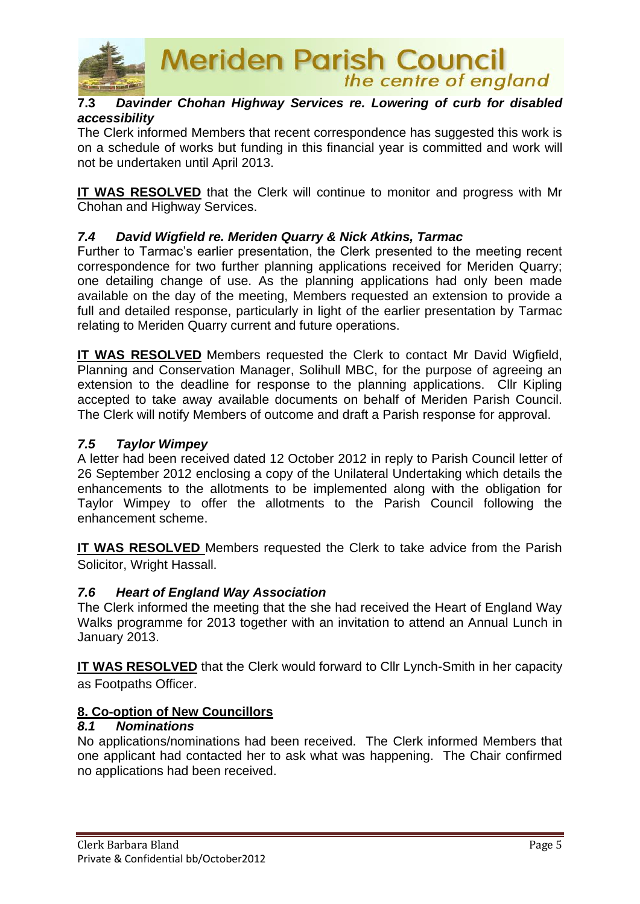### 7.3 *Davinder Chohan Highway Services re. Lowering of curb for disabled accessibility*

The Clerk informed Members that recent correspondence has suggested this work is on a schedule of works but funding in this financial year is committed and work will not be undertaken until April 2013.

**IT WAS RESOLVED** that the Clerk will continue to monitor and progress with Mr Chohan and Highway Services.

### *7.4 David Wigfield re. Meriden Quarry & Nick Atkins, Tarmac*

Further to Tarmac's earlier presentation, the Clerk presented to the meeting recent correspondence for two further planning applications received for Meriden Quarry; one detailing change of use. As the planning applications had only been made available on the day of the meeting, Members requested an extension to provide a full and detailed response, particularly in light of the earlier presentation by Tarmac relating to Meriden Quarry current and future operations.

**IT WAS RESOLVED** Members requested the Clerk to contact Mr David Wigfield, Planning and Conservation Manager, Solihull MBC, for the purpose of agreeing an extension to the deadline for response to the planning applications. Cllr Kipling accepted to take away available documents on behalf of Meriden Parish Council. The Clerk will notify Members of outcome and draft a Parish response for approval.

### *7.5 Taylor Wimpey*

A letter had been received dated 12 October 2012 in reply to Parish Council letter of 26 September 2012 enclosing a copy of the Unilateral Undertaking which details the enhancements to the allotments to be implemented along with the obligation for Taylor Wimpey to offer the allotments to the Parish Council following the enhancement scheme.

**IT WAS RESOLVED** Members requested the Clerk to take advice from the Parish Solicitor, Wright Hassall.

### *7.6 Heart of England Way Association*

The Clerk informed the meeting that the she had received the Heart of England Way Walks programme for 2013 together with an invitation to attend an Annual Lunch in January 2013.

**IT WAS RESOLVED** that the Clerk would forward to Cllr Lynch-Smith in her capacity as Footpaths Officer.

## 8. Co-option of New Councillors

### *8.1 Nominations*

No applications/nominations had been received. The Clerk informed Members that one applicant had contacted her to ask what was happening. The Chair confirmed no applications had been received.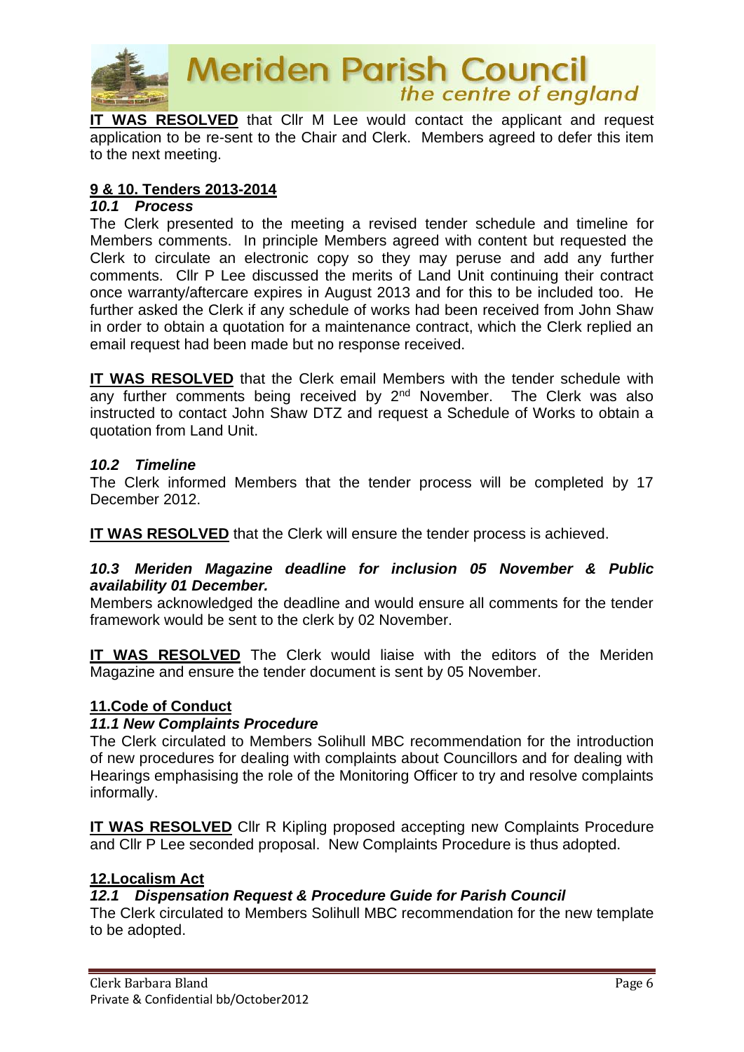**IT WAS RESOLVED** that Cllr M Lee would contact the applicant and request application to be re-sent to the Chair and Clerk. Members agreed to defer this item to the next meeting.

## 9 & 10. Tenders 2013-2014

### *10.1 Process*

The Clerk presented to the meeting a revised tender schedule and timeline for Members comments. In principle Members agreed with content but requested the Clerk to circulate an electronic copy so they may peruse and add any further comments. Cllr P Lee discussed the merits of Land Unit continuing their contract once warranty/aftercare expires in August 2013 and for this to be included too. He further asked the Clerk if any schedule of works had been received from John Shaw in order to obtain a quotation for a maintenance contract, which the Clerk replied an email request had been made but no response received.

**IT WAS RESOLVED** that the Clerk email Members with the tender schedule with any further comments being received by 2nd November. The Clerk was also instructed to contact John Shaw DTZ and request a Schedule of Works to obtain a quotation from Land Unit.

### *10.2 Timeline*

The Clerk informed Members that the tender process will be completed by 17 December 2012.

**IT WAS RESOLVED** that the Clerk will ensure the tender process is achieved.

### *10.3 Meriden Magazine deadline for inclusion 05 November & Public availability 01 December.*

Members acknowledged the deadline and would ensure all comments for the tender framework would be sent to the clerk by 02 November.

**IT WAS RESOLVED** The Clerk would liaise with the editors of the Meriden Magazine and ensure the tender document is sent by 05 November.

## 11.Code of Conduct

### *11.1 New Complaints Procedure*

The Clerk circulated to Members Solihull MBC recommendation for the introduction of new procedures for dealing with complaints about Councillors and for dealing with Hearings emphasising the role of the Monitoring Officer to try and resolve complaints informally.

**IT WAS RESOLVED** Cllr R Kipling proposed accepting new Complaints Procedure and Cllr P Lee seconded proposal. New Complaints Procedure is thus adopted.

## 12.Localism Act

### *12.1 Dispensation Request & Procedure Guide for Parish Council*

The Clerk circulated to Members Solihull MBC recommendation for the new template to be adopted.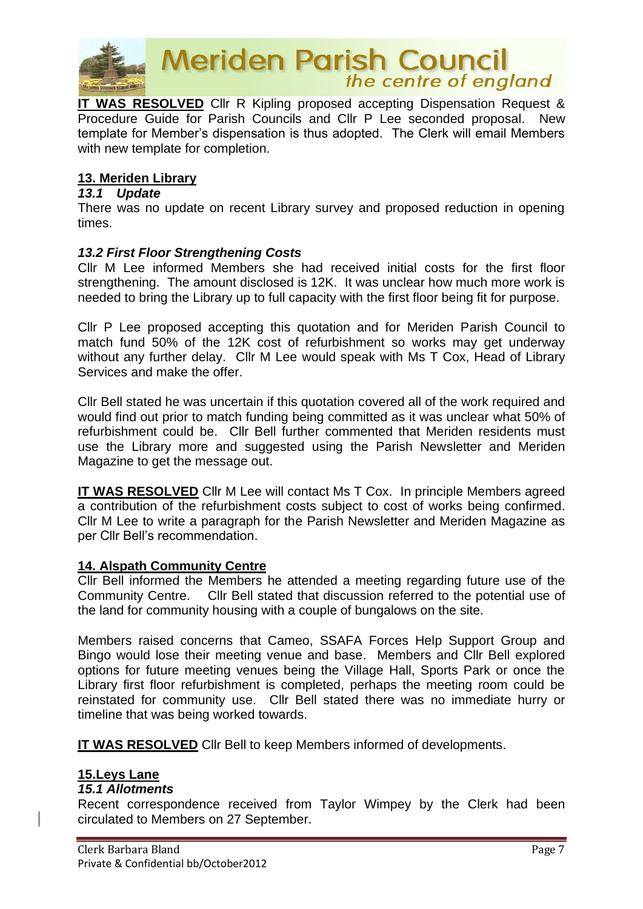**IT WAS RESOLVED** Cllr R Kipling proposed accepting Dispensation Request & Procedure Guide for Parish Councils and Cllr P Lee seconded proposal. New template for Member's dispensation is thus adopted. The Clerk will email Members with new template for completion.

## 13. Meriden Library

### *13.1 Update*

There was no update on recent Library survey and proposed reduction in opening times.

### *13.2 First Floor Strengthening Costs*

Cllr M Lee informed Members she had received initial costs for the first floor strengthening. The amount disclosed is 12K. It was unclear how much more work is needed to bring the Library up to full capacity with the first floor being fit for purpose.

Cllr P Lee proposed accepting this quotation and for Meriden Parish Council to match fund 50% of the 12K cost of refurbishment so works may get underway without any further delay. Cllr M Lee would speak with Ms T Cox, Head of Library Services and make the offer.

Cllr Bell stated he was uncertain if this quotation covered all of the work required and would find out prior to match funding being committed as it was unclear what 50% of refurbishment could be. Cllr Bell further commented that Meriden residents must use the Library more and suggested using the Parish Newsletter and Meriden Magazine to get the message out.

**IT WAS RESOLVED** Cllr M Lee will contact Ms T Cox. In principle Members agreed a contribution of the refurbishment costs subject to cost of works being confirmed. Cllr M Lee to write a paragraph for the Parish Newsletter and Meriden Magazine as per Cllr Bell's recommendation.

## 14. Alspath Community Centre

Cllr Bell informed the Members he attended a meeting regarding future use of the Community Centre. Cllr Bell stated that discussion referred to the potential use of the land for community housing with a couple of bungalows on the site.

Members raised concerns that Cameo, SSAFA Forces Help Support Group and Bingo would lose their meeting venue and base. Members and Cllr Bell explored options for future meeting venues being the Village Hall, Sports Park or once the Library first floor refurbishment is completed, perhaps the meeting room could be reinstated for community use. Cllr Bell stated there was no immediate hurry or timeline that was being worked towards.

**IT WAS RESOLVED** Cllr Bell to keep Members informed of developments.

## 15.Leys Lane

### *15.1 Allotments*

Recent correspondence received from Taylor Wimpey by the Clerk had been circulated to Members on 27 September.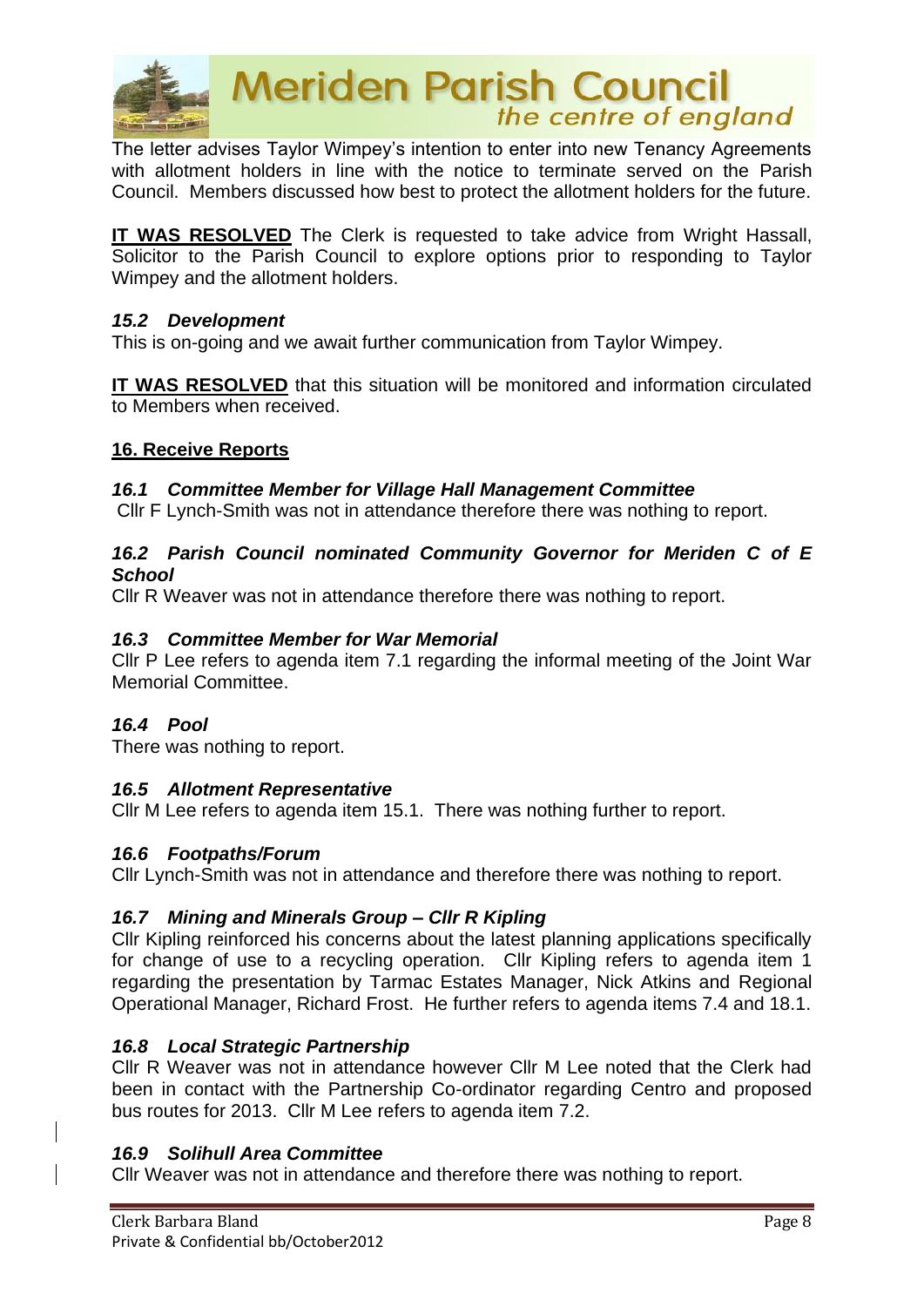The letter advises Taylor Wimpey's intention to enter into new Tenancy Agreements with allotment holders in line with the notice to terminate served on the Parish Council. Members discussed how best to protect the allotment holders for the future.

**IT WAS RESOLVED** The Clerk is requested to take advice from Wright Hassall, Solicitor to the Parish Council to explore options prior to responding to Taylor Wimpey and the allotment holders.

### *15.2 Development*

This is on-going and we await further communication from Taylor Wimpey.

**IT WAS RESOLVED** that this situation will be monitored and information circulated to Members when received.

## 16. Receive Reports

### *16.1 Committee Member for Village Hall Management Committee*

Cllr F Lynch-Smith was not in attendance therefore there was nothing to report.

### *16.2 Parish Council nominated Community Governor for Meriden C of E School*

Cllr R Weaver was not in attendance therefore there was nothing to report.

### *16.3 Committee Member for War Memorial*

Cllr P Lee refers to agenda item 7.1 regarding the informal meeting of the Joint War Memorial Committee.

### *16.4 Pool*

There was nothing to report.

### *16.5 Allotment Representative*

Cllr M Lee refers to agenda item 15.1. There was nothing further to report.

### *16.6 Footpaths/Forum*

Cllr Lynch-Smith was not in attendance and therefore there was nothing to report.

### *16.7 Mining and Minerals Group – Cllr R Kipling*

Cllr Kipling reinforced his concerns about the latest planning applications specifically for change of use to a recycling operation. Cllr Kipling refers to agenda item 1 regarding the presentation by Tarmac Estates Manager, Nick Atkins and Regional Operational Manager, Richard Frost. He further refers to agenda items 7.4 and 18.1.

### *16.8 Local Strategic Partnership*

Cllr R Weaver was not in attendance however Cllr M Lee noted that the Clerk had been in contact with the Partnership Co-ordinator regarding Centro and proposed bus routes for 2013. Cllr M Lee refers to agenda item 7.2.

### *16.9 Solihull Area Committee*

Cllr Weaver was not in attendance and therefore there was nothing to report.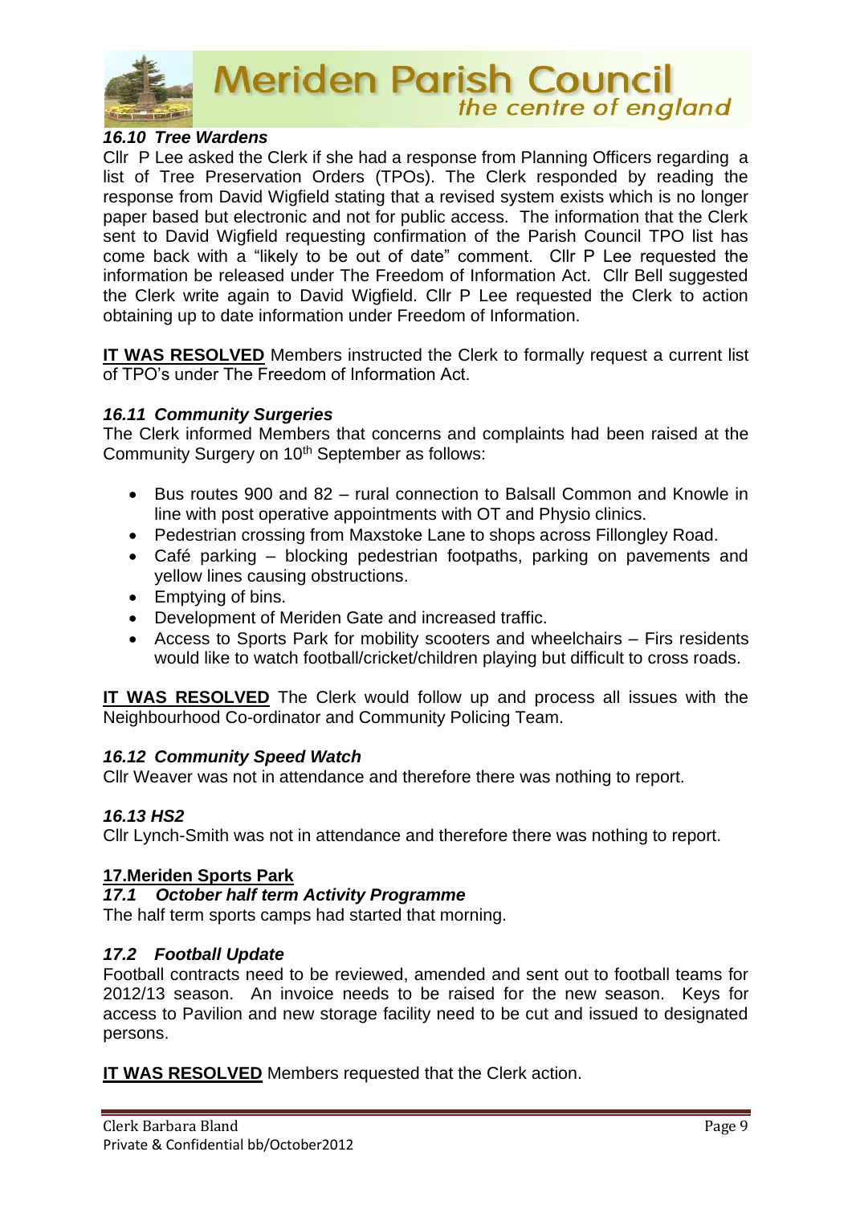### *16.10 Tree Wardens*

Cllr P Lee asked the Clerk if she had a response from Planning Officers regarding a list of Tree Preservation Orders (TPOs). The Clerk responded by reading the response from David Wigfield stating that a revised system exists which is no longer paper based but electronic and not for public access. The information that the Clerk sent to David Wigfield requesting confirmation of the Parish Council TPO list has come back with a "likely to be out of date" comment. Cllr P Lee requested the information be released under The Freedom of Information Act. Cllr Bell suggested the Clerk write again to David Wigfield. Cllr P Lee requested the Clerk to action obtaining up to date information under Freedom of Information.

**IT WAS RESOLVED** Members instructed the Clerk to formally request a current list of TPO's under The Freedom of Information Act.

### *16.11 Community Surgeries*

The Clerk informed Members that concerns and complaints had been raised at the Community Surgery on 10th September as follows:

- Bus routes 900 and 82 – rural connection to Balsall Common and Knowle in line with post operative appointments with OT and Physio clinics.
- Pedestrian crossing from Maxstoke Lane to shops across Fillongley Road.
- Café parking – blocking pedestrian footpaths, parking on pavements and yellow lines causing obstructions.
- Emptying of bins.
- Development of Meriden Gate and increased traffic.
- Access to Sports Park for mobility scooters and wheelchairs – Firs residents would like to watch football/cricket/children playing but difficult to cross roads.

**IT WAS RESOLVED** The Clerk would follow up and process all issues with the Neighbourhood Co-ordinator and Community Policing Team.

### *16.12 Community Speed Watch*

Cllr Weaver was not in attendance and therefore there was nothing to report.

### *16.13 HS2*

Cllr Lynch-Smith was not in attendance and therefore there was nothing to report.

## 17.Meriden Sports Park

### *17.1 October half term Activity Programme*

The half term sports camps had started that morning.

### *17.2 Football Update*

Football contracts need to be reviewed, amended and sent out to football teams for 2012/13 season. An invoice needs to be raised for the new season. Keys for access to Pavilion and new storage facility need to be cut and issued to designated persons.

**IT WAS RESOLVED** Members requested that the Clerk action.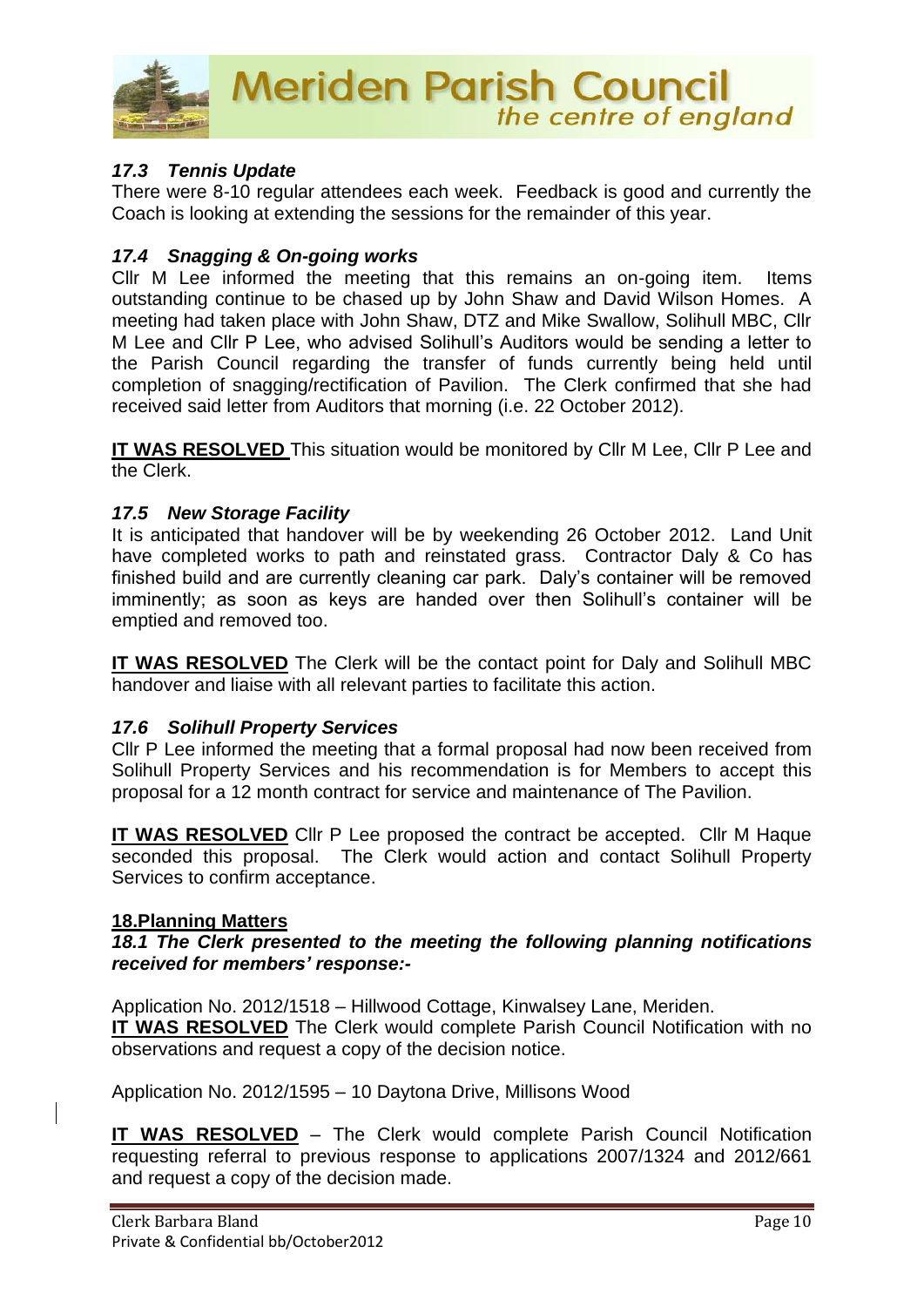### *17.3 Tennis Update*

There were 8-10 regular attendees each week. Feedback is good and currently the Coach is looking at extending the sessions for the remainder of this year.

### *17.4 Snagging & On-going works*

Cllr M Lee informed the meeting that this remains an on-going item. Items outstanding continue to be chased up by John Shaw and David Wilson Homes. A meeting had taken place with John Shaw, DTZ and Mike Swallow, Solihull MBC, Cllr M Lee and Cllr P Lee, who advised Solihull's Auditors would be sending a letter to the Parish Council regarding the transfer of funds currently being held until completion of snagging/rectification of Pavilion. The Clerk confirmed that she had received said letter from Auditors that morning (i.e. 22 October 2012).

**IT WAS RESOLVED** This situation would be monitored by Cllr M Lee, Cllr P Lee and the Clerk.

### *17.5 New Storage Facility*

It is anticipated that handover will be by weekending 26 October 2012. Land Unit have completed works to path and reinstated grass. Contractor Daly & Co has finished build and are currently cleaning car park. Daly's container will be removed imminently; as soon as keys are handed over then Solihull's container will be emptied and removed too.

**IT WAS RESOLVED** The Clerk will be the contact point for Daly and Solihull MBC handover and liaise with all relevant parties to facilitate this action.

### *17.6 Solihull Property Services*

Cllr P Lee informed the meeting that a formal proposal had now been received from Solihull Property Services and his recommendation is for Members to accept this proposal for a 12 month contract for service and maintenance of The Pavilion.

**IT WAS RESOLVED** Cllr P Lee proposed the contract be accepted. Cllr M Haque seconded this proposal. The Clerk would action and contact Solihull Property Services to confirm acceptance.

## 18.Planning Matters

***18.1 The Clerk presented to the meeting the following planning notifications received for members' response:-***

Application No. 2012/1518 – Hillwood Cottage, Kinwalsey Lane, Meriden.
**IT WAS RESOLVED** The Clerk would complete Parish Council Notification with no observations and request a copy of the decision notice.

Application No. 2012/1595 – 10 Daytona Drive, Millisons Wood

**IT WAS RESOLVED** – The Clerk would complete Parish Council Notification requesting referral to previous response to applications 2007/1324 and 2012/661 and request a copy of the decision made.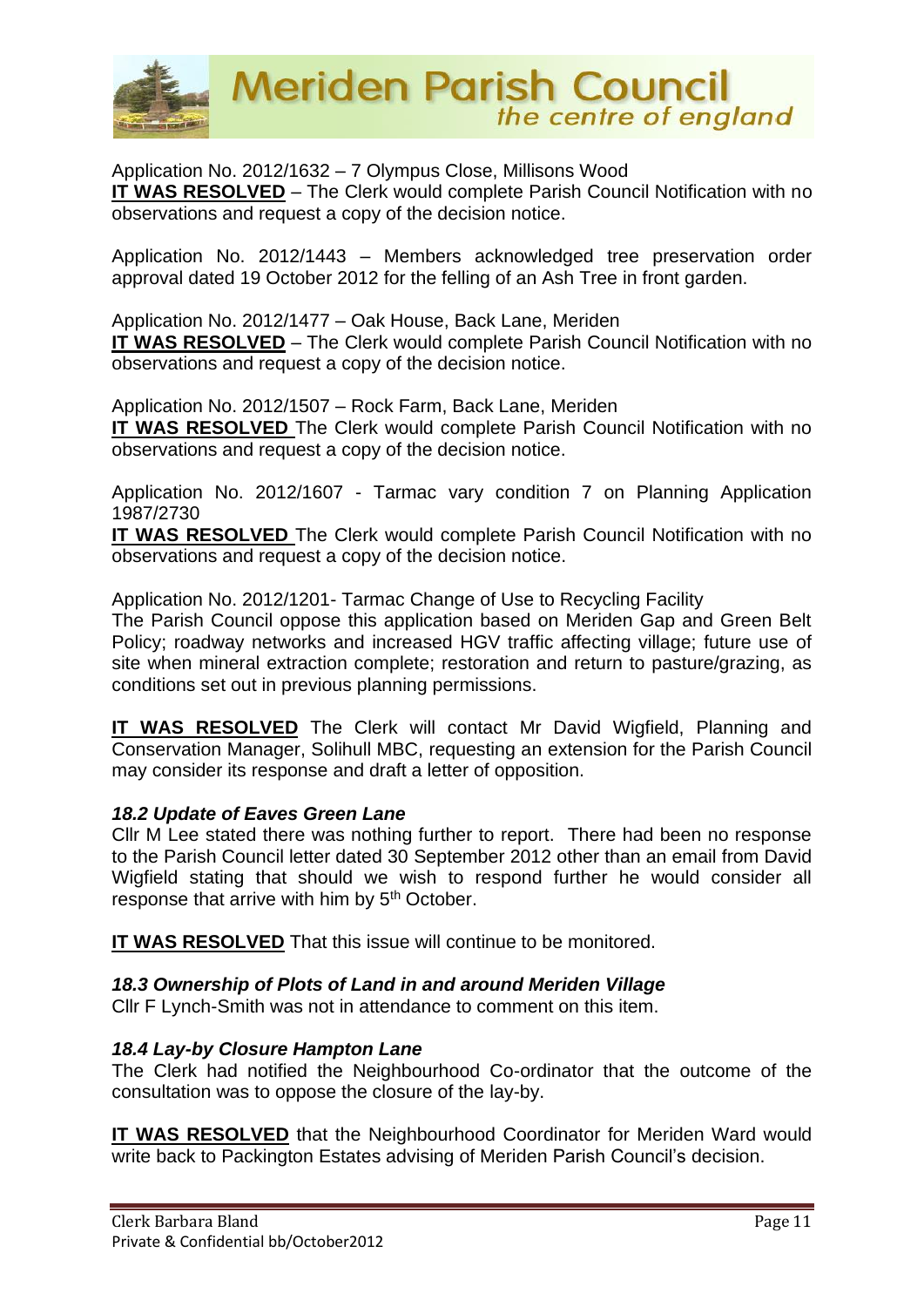Application No. 2012/1632 – 7 Olympus Close, Millisons Wood
**IT WAS RESOLVED** – The Clerk would complete Parish Council Notification with no observations and request a copy of the decision notice.

Application No. 2012/1443 – Members acknowledged tree preservation order approval dated 19 October 2012 for the felling of an Ash Tree in front garden.

Application No. 2012/1477 – Oak House, Back Lane, Meriden
**IT WAS RESOLVED** – The Clerk would complete Parish Council Notification with no observations and request a copy of the decision notice.

Application No. 2012/1507 – Rock Farm, Back Lane, Meriden
**IT WAS RESOLVED** The Clerk would complete Parish Council Notification with no observations and request a copy of the decision notice.

Application No. 2012/1607 - Tarmac vary condition 7 on Planning Application 1987/2730
**IT WAS RESOLVED** The Clerk would complete Parish Council Notification with no observations and request a copy of the decision notice.

Application No. 2012/1201- Tarmac Change of Use to Recycling Facility
The Parish Council oppose this application based on Meriden Gap and Green Belt Policy; roadway networks and increased HGV traffic affecting village; future use of site when mineral extraction complete; restoration and return to pasture/grazing, as conditions set out in previous planning permissions.

**IT WAS RESOLVED** The Clerk will contact Mr David Wigfield, Planning and Conservation Manager, Solihull MBC, requesting an extension for the Parish Council may consider its response and draft a letter of opposition.

### *18.2 Update of Eaves Green Lane*

Cllr M Lee stated there was nothing further to report. There had been no response to the Parish Council letter dated 30 September 2012 other than an email from David Wigfield stating that should we wish to respond further he would consider all response that arrive with him by 5th October.

**IT WAS RESOLVED** That this issue will continue to be monitored.

### *18.3 Ownership of Plots of Land in and around Meriden Village*

Cllr F Lynch-Smith was not in attendance to comment on this item.

### *18.4 Lay-by Closure Hampton Lane*

The Clerk had notified the Neighbourhood Co-ordinator that the outcome of the consultation was to oppose the closure of the lay-by.

**IT WAS RESOLVED** that the Neighbourhood Coordinator for Meriden Ward would write back to Packington Estates advising of Meriden Parish Council's decision.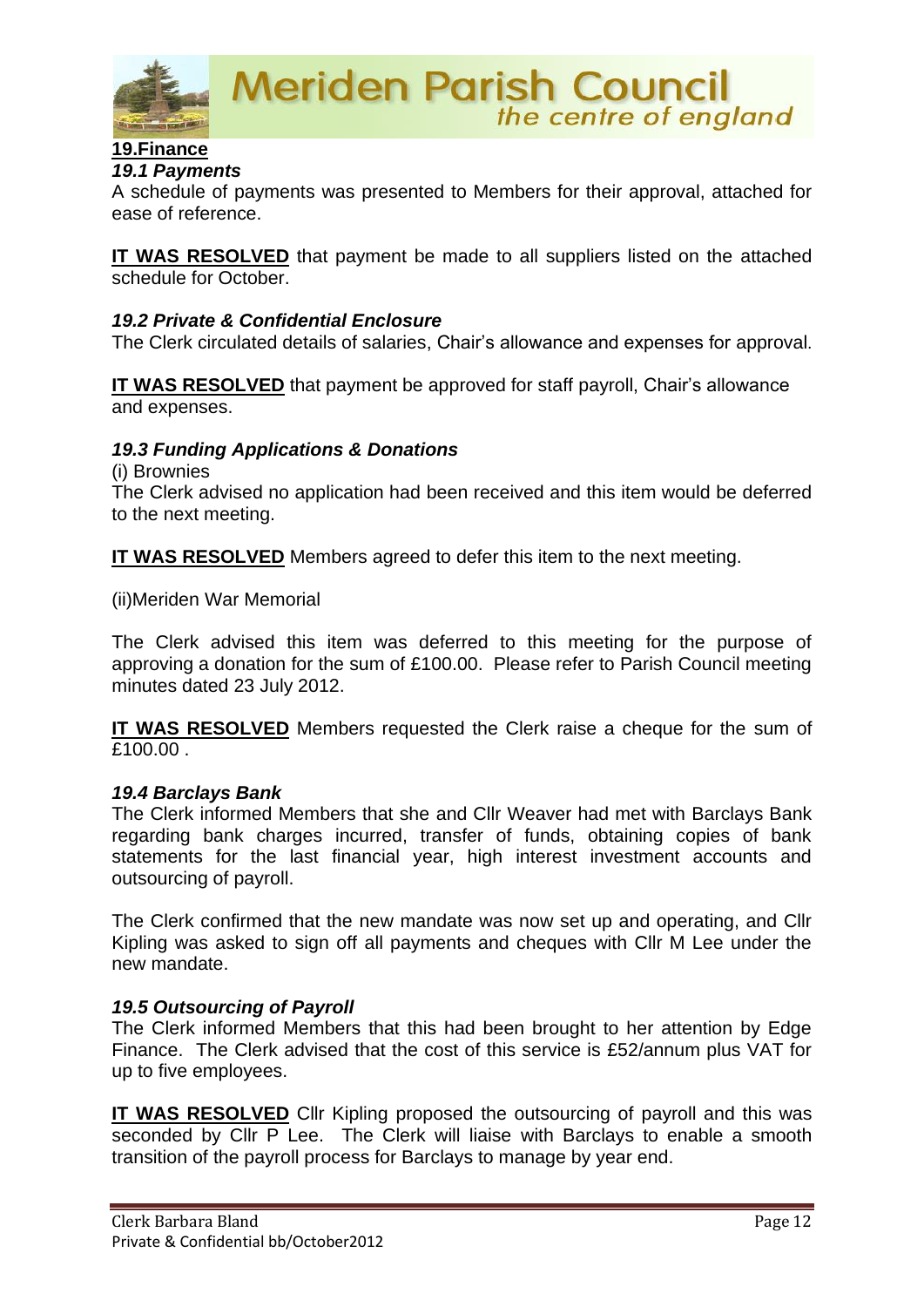## 19.Finance

### *19.1 Payments*

A schedule of payments was presented to Members for their approval, attached for ease of reference.

**IT WAS RESOLVED** that payment be made to all suppliers listed on the attached schedule for October.

### *19.2 Private & Confidential Enclosure*

The Clerk circulated details of salaries, Chair's allowance and expenses for approval.

**IT WAS RESOLVED** that payment be approved for staff payroll, Chair's allowance and expenses.

### *19.3 Funding Applications & Donations*

(i) Brownies

The Clerk advised no application had been received and this item would be deferred to the next meeting.

**IT WAS RESOLVED** Members agreed to defer this item to the next meeting.

(ii)Meriden War Memorial

The Clerk advised this item was deferred to this meeting for the purpose of approving a donation for the sum of £100.00. Please refer to Parish Council meeting minutes dated 23 July 2012.

**IT WAS RESOLVED** Members requested the Clerk raise a cheque for the sum of £100.00 .

### *19.4 Barclays Bank*

The Clerk informed Members that she and Cllr Weaver had met with Barclays Bank regarding bank charges incurred, transfer of funds, obtaining copies of bank statements for the last financial year, high interest investment accounts and outsourcing of payroll.

The Clerk confirmed that the new mandate was now set up and operating, and Cllr Kipling was asked to sign off all payments and cheques with Cllr M Lee under the new mandate.

### *19.5 Outsourcing of Payroll*

The Clerk informed Members that this had been brought to her attention by Edge Finance. The Clerk advised that the cost of this service is £52/annum plus VAT for up to five employees.

**IT WAS RESOLVED** Cllr Kipling proposed the outsourcing of payroll and this was seconded by Cllr P Lee. The Clerk will liaise with Barclays to enable a smooth transition of the payroll process for Barclays to manage by year end.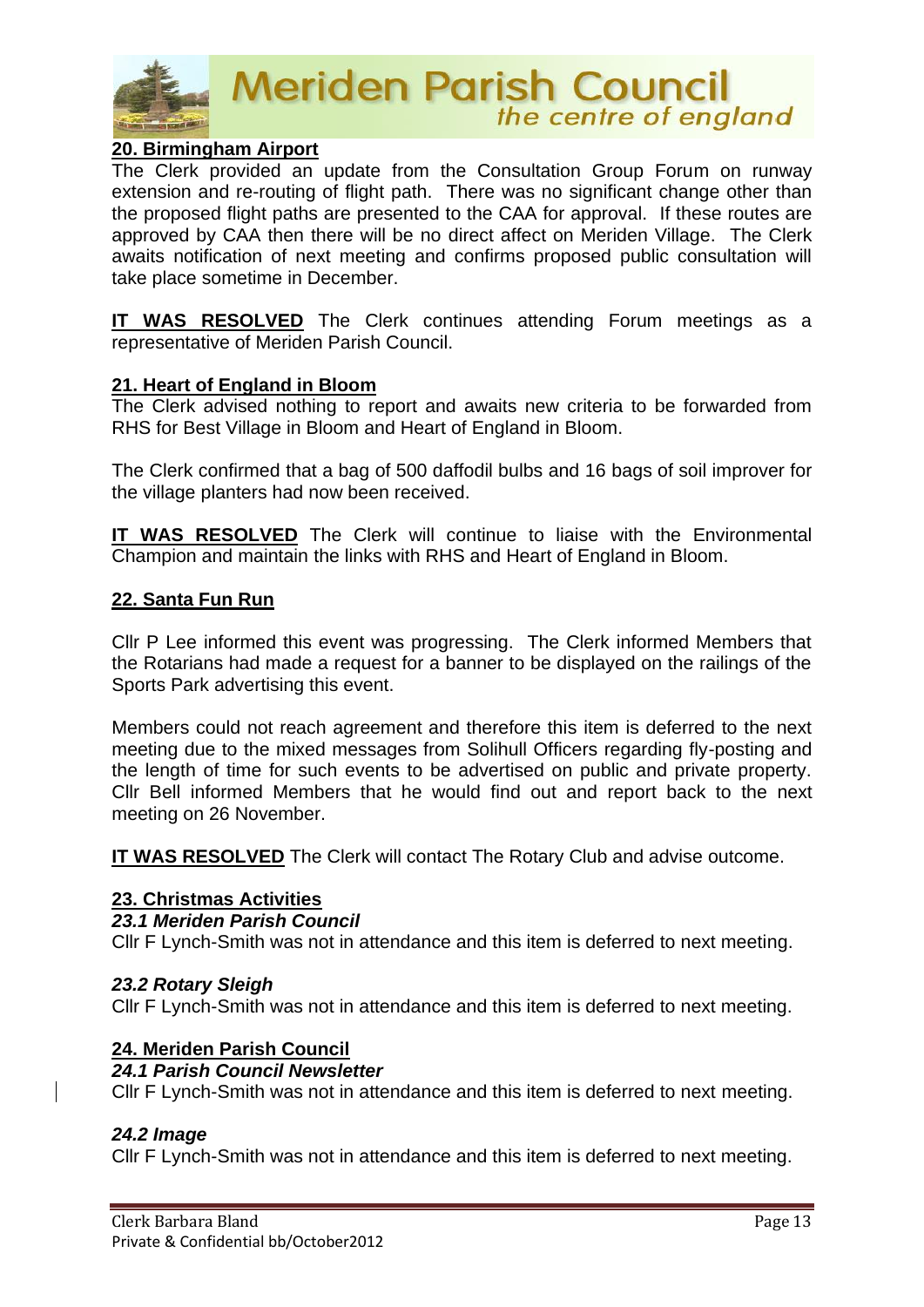## 20. Birmingham Airport

The Clerk provided an update from the Consultation Group Forum on runway extension and re-routing of flight path. There was no significant change other than the proposed flight paths are presented to the CAA for approval. If these routes are approved by CAA then there will be no direct affect on Meriden Village. The Clerk awaits notification of next meeting and confirms proposed public consultation will take place sometime in December.

**IT WAS RESOLVED** The Clerk continues attending Forum meetings as a representative of Meriden Parish Council.

## 21. Heart of England in Bloom

The Clerk advised nothing to report and awaits new criteria to be forwarded from RHS for Best Village in Bloom and Heart of England in Bloom.

The Clerk confirmed that a bag of 500 daffodil bulbs and 16 bags of soil improver for the village planters had now been received.

**IT WAS RESOLVED** The Clerk will continue to liaise with the Environmental Champion and maintain the links with RHS and Heart of England in Bloom.

## 22. Santa Fun Run

Cllr P Lee informed this event was progressing. The Clerk informed Members that the Rotarians had made a request for a banner to be displayed on the railings of the Sports Park advertising this event.

Members could not reach agreement and therefore this item is deferred to the next meeting due to the mixed messages from Solihull Officers regarding fly-posting and the length of time for such events to be advertised on public and private property. Cllr Bell informed Members that he would find out and report back to the next meeting on 26 November.

**IT WAS RESOLVED** The Clerk will contact The Rotary Club and advise outcome.

## 23. Christmas Activities

### *23.1 Meriden Parish Council*

Cllr F Lynch-Smith was not in attendance and this item is deferred to next meeting.

### *23.2 Rotary Sleigh*

Cllr F Lynch-Smith was not in attendance and this item is deferred to next meeting.

## 24. Meriden Parish Council

### *24.1 Parish Council Newsletter*

Cllr F Lynch-Smith was not in attendance and this item is deferred to next meeting.

### *24.2 Image*

Cllr F Lynch-Smith was not in attendance and this item is deferred to next meeting.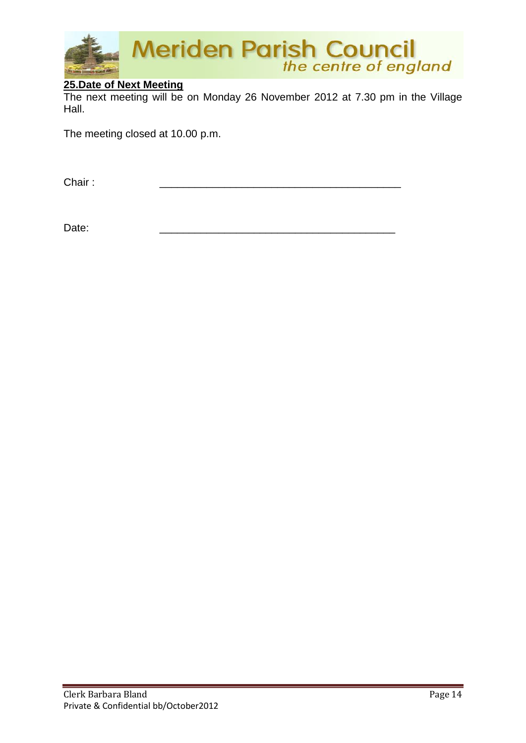**25.Date of Next Meeting**

The next meeting will be on Monday 26 November 2012 at 7.30 pm in the Village Hall.

The meeting closed at 10.00 p.m.

Chair : ________________________________________

Date: ________________________________________